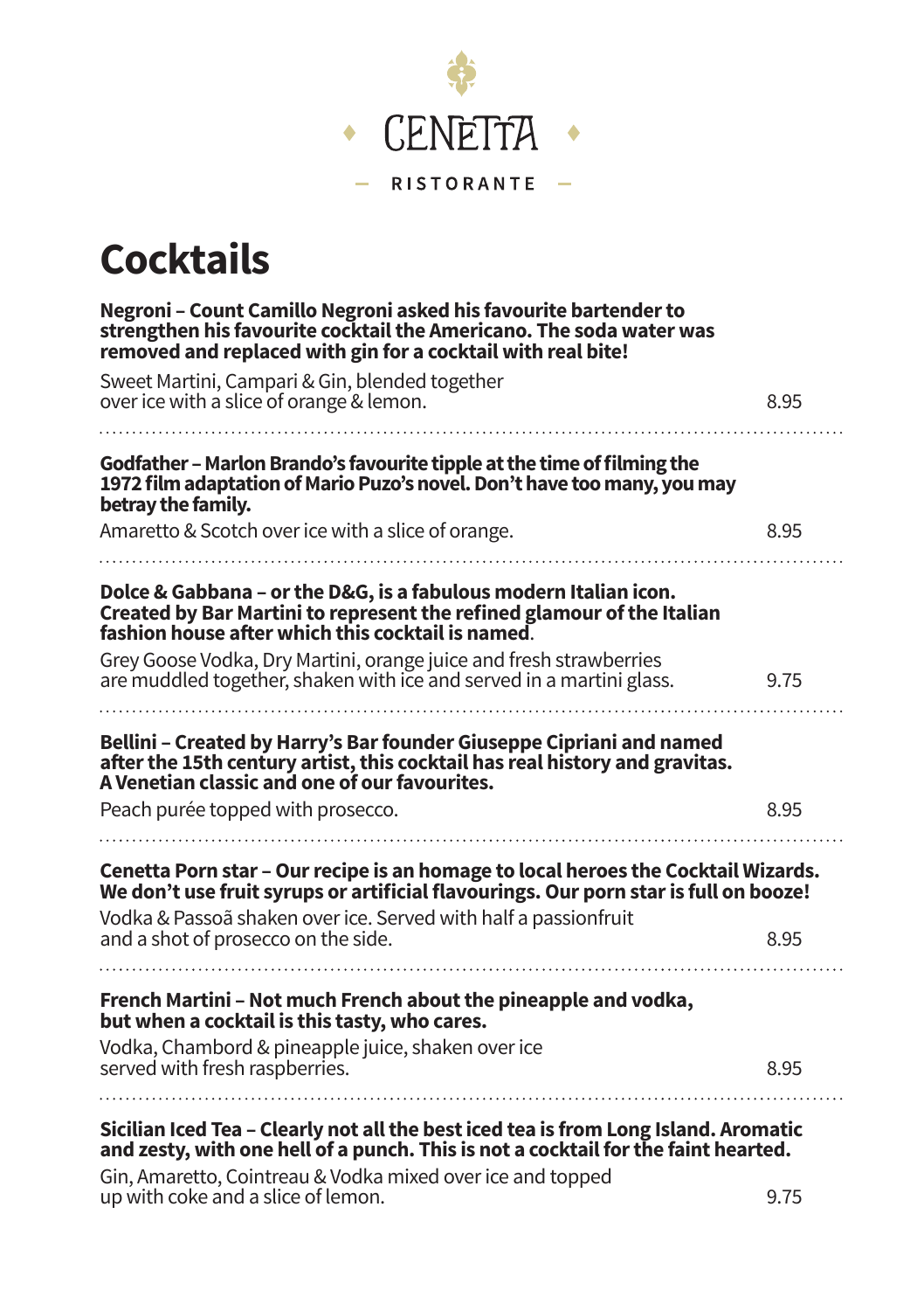# CENETTA

RISTORANTE

## Cocktails

**Negroni – Count Camillo Negroni asked his favourite bartender to strengthen his favourite cocktail the Americano. The soda water was removed and replaced with gin for a cocktail with real bite!**

Sweet Martini, Campari & Gin, blended together over ice with a slice of orange & lemon. 8.95

**Godfather – Marlon Brando's favourite tipple at the time of filming the 1972 film adaptation of Mario Puzo's novel. Don't have too many, you may betray the family.**

Amaretto & Scotch over ice with a slice of orange. 8.95

**Dolce & Gabbana – or the D&G, is a fabulous modern Italian icon. Created by Bar Martini to represent the refined glamour of the Italian fashion house after which this cocktail is named.**

Grey Goose Vodka, Dry Martini, orange juice and fresh strawberries are muddled together, shaken with ice and served in a martini glass. 9.75

**Bellini – Created by Harry's Bar founder Giuseppe Cipriani and named after the 15th century artist, this cocktail has real history and gravitas. A Venetian classic and one of our favourites.**

Peach purée topped with prosecco. 8.95

**Cenetta Porn star – Our recipe is an homage to local heroes the Cocktail Wizards. We don't use fruit syrups or artificial flavourings. Our porn star is full on booze!**

Vodka & Passoã shaken over ice. Served with half a passionfruit and a shot of prosecco on the side. 8.95

**French Martini – Not much French about the pineapple and vodka, but when a cocktail is this tasty, who cares.**

Vodka, Chambord & pineapple juice, shaken over ice served with fresh raspberries. 8.95

**Sicilian Iced Tea – Clearly not all the best iced tea is from Long Island. Aromatic and zesty, with one hell of a punch. This is not a cocktail for the faint hearted.**

Gin, Amaretto, Cointreau & Vodka mixed over ice and topped up with coke and a slice of lemon. 9.75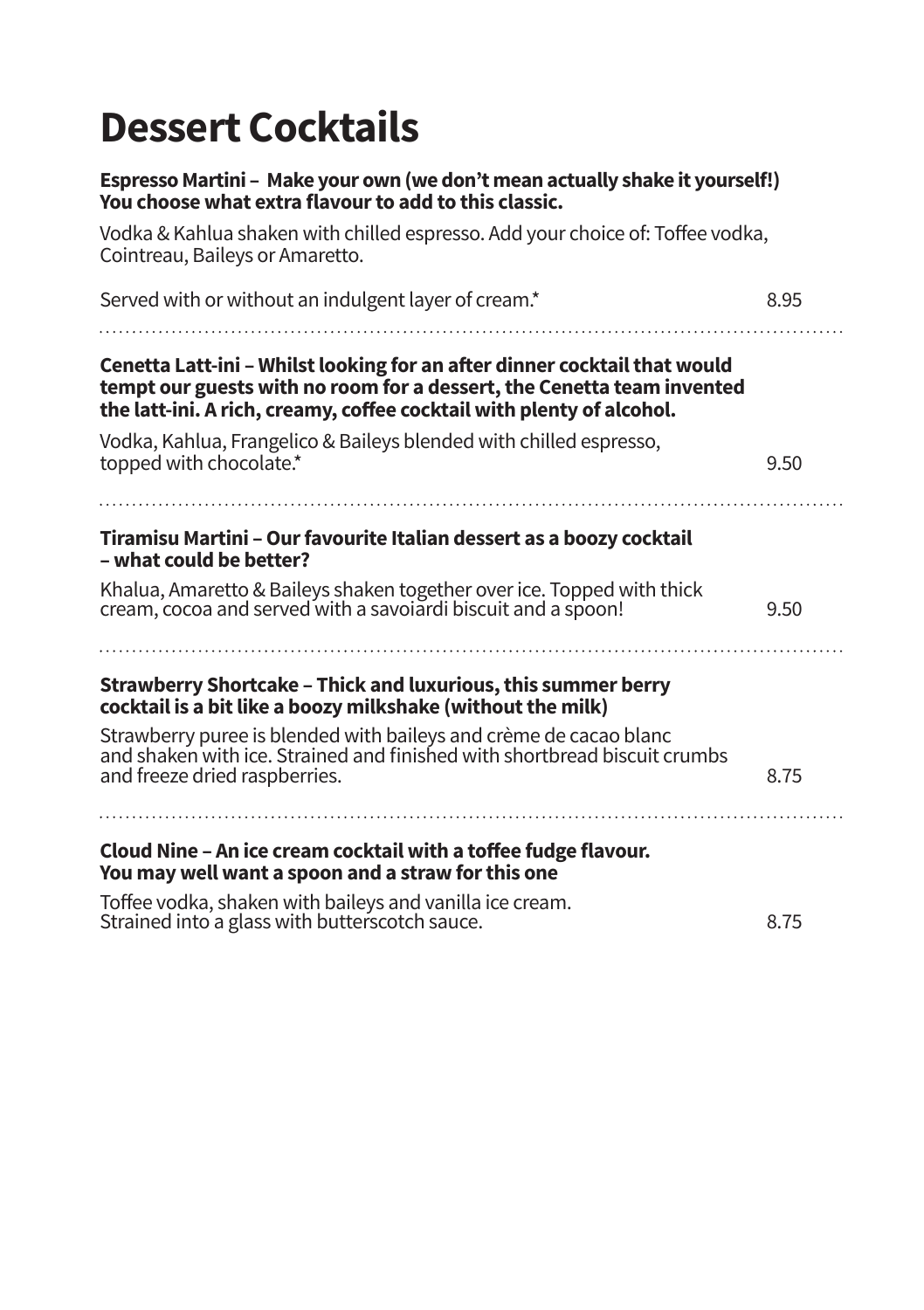# Dessert Cocktails

**Espresso Martini – Make your own (we don't mean actually shake it yourself!) You choose what extra flavour to add to this classic.**

Vodka & Kahlua shaken with chilled espresso. Add your choice of: Toffee vodka, Cointreau, Baileys or Amaretto.

Served with or without an indulgent layer of cream.* 8.95

---

**Cenetta Latt-ini – Whilst looking for an after dinner cocktail that would tempt our guests with no room for a dessert, the Cenetta team invented the latt-ini. A rich, creamy, coffee cocktail with plenty of alcohol.**

Vodka, Kahlua, Frangelico & Baileys blended with chilled espresso, topped with chocolate.* 9.50

---

**Tiramisu Martini – Our favourite Italian dessert as a boozy cocktail – what could be better?**

Khalua, Amaretto & Baileys shaken together over ice. Topped with thick cream, cocoa and served with a savoiardi biscuit and a spoon! 9.50

---

**Strawberry Shortcake – Thick and luxurious, this summer berry cocktail is a bit like a boozy milkshake (without the milk)**

Strawberry puree is blended with baileys and crème de cacao blanc and shaken with ice. Strained and finished with shortbread biscuit crumbs and freeze dried raspberries. 8.75

---

**Cloud Nine – An ice cream cocktail with a toffee fudge flavour. You may well want a spoon and a straw for this one**

Toffee vodka, shaken with baileys and vanilla ice cream. Strained into a glass with butterscotch sauce. 8.75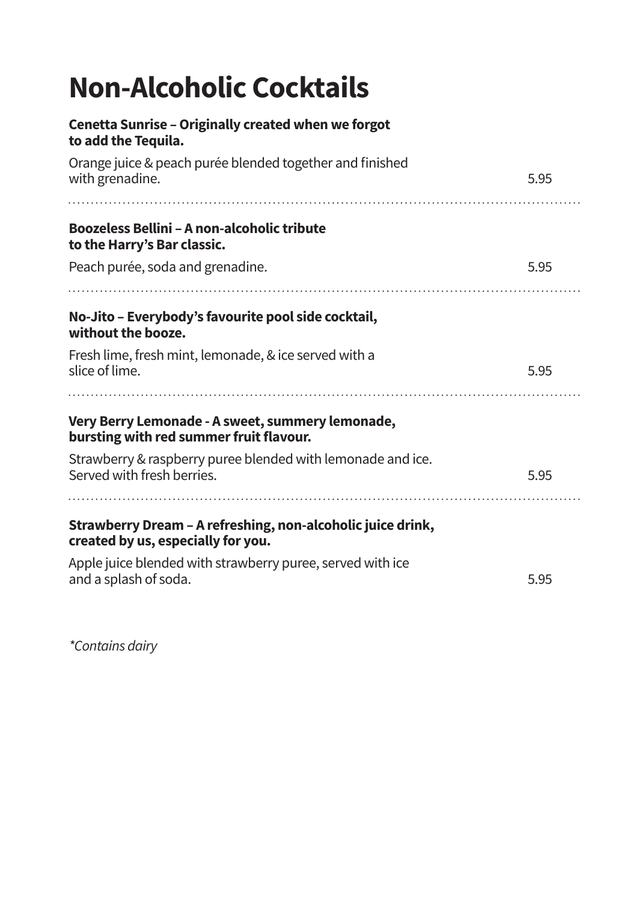# Non-Alcoholic Cocktails

**Cenetta Sunrise – Originally created when we forgot to add the Tequila.**

Orange juice & peach purée blended together and finished with grenadine. 5.95

**Boozeless Bellini – A non-alcoholic tribute to the Harry's Bar classic.**

Peach purée, soda and grenadine. 5.95

**No-Jito – Everybody's favourite pool side cocktail, without the booze.**

Fresh lime, fresh mint, lemonade, & ice served with a slice of lime. 5.95

**Very Berry Lemonade - A sweet, summery lemonade, bursting with red summer fruit flavour.**

Strawberry & raspberry puree blended with lemonade and ice. Served with fresh berries. 5.95

**Strawberry Dream – A refreshing, non-alcoholic juice drink, created by us, especially for you.**

Apple juice blended with strawberry puree, served with ice and a splash of soda. 5.95

*\*Contains dairy*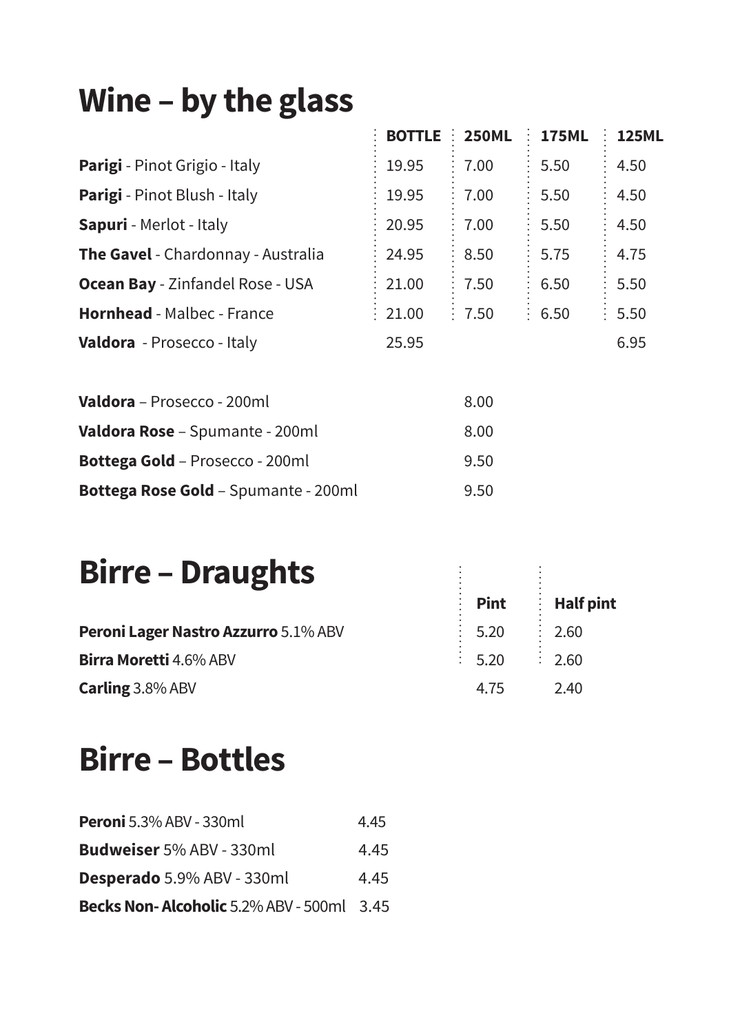# Wine – by the glass

| | BOTTLE | 250ML | 175ML | 125ML |
|---|---|---|---|---|
| **Parigi** - Pinot Grigio - Italy | 19.95 | 7.00 | 5.50 | 4.50 |
| **Parigi** - Pinot Blush - Italy | 19.95 | 7.00 | 5.50 | 4.50 |
| **Sapuri** - Merlot - Italy | 20.95 | 7.00 | 5.50 | 4.50 |
| **The Gavel** - Chardonnay - Australia | 24.95 | 8.50 | 5.75 | 4.75 |
| **Ocean Bay** - Zinfandel Rose - USA | 21.00 | 7.50 | 6.50 | 5.50 |
| **Hornhead** - Malbec - France | 21.00 | 7.50 | 6.50 | 5.50 |
| **Valdora** - Prosecco - Italy | 25.95 | | | 6.95 |

| | |
|---|---|
| **Valdora** – Prosecco - 200ml | 8.00 |
| **Valdora Rose** – Spumante - 200ml | 8.00 |
| **Bottega Gold** – Prosecco - 200ml | 9.50 |
| **Bottega Rose Gold** – Spumante - 200ml | 9.50 |

# Birre – Draughts

| | Pint | Half pint |
|---|---|---|
| **Peroni Lager Nastro Azzurro** 5.1% ABV | 5.20 | 2.60 |
| **Birra Moretti** 4.6% ABV | 5.20 | 2.60 |
| **Carling** 3.8% ABV | 4.75 | 2.40 |

# Birre – Bottles

| | |
|---|---|
| **Peroni** 5.3% ABV - 330ml | 4.45 |
| **Budweiser** 5% ABV - 330ml | 4.45 |
| **Desperado** 5.9% ABV - 330ml | 4.45 |
| **Becks Non- Alcoholic** 5.2% ABV - 500ml | 3.45 |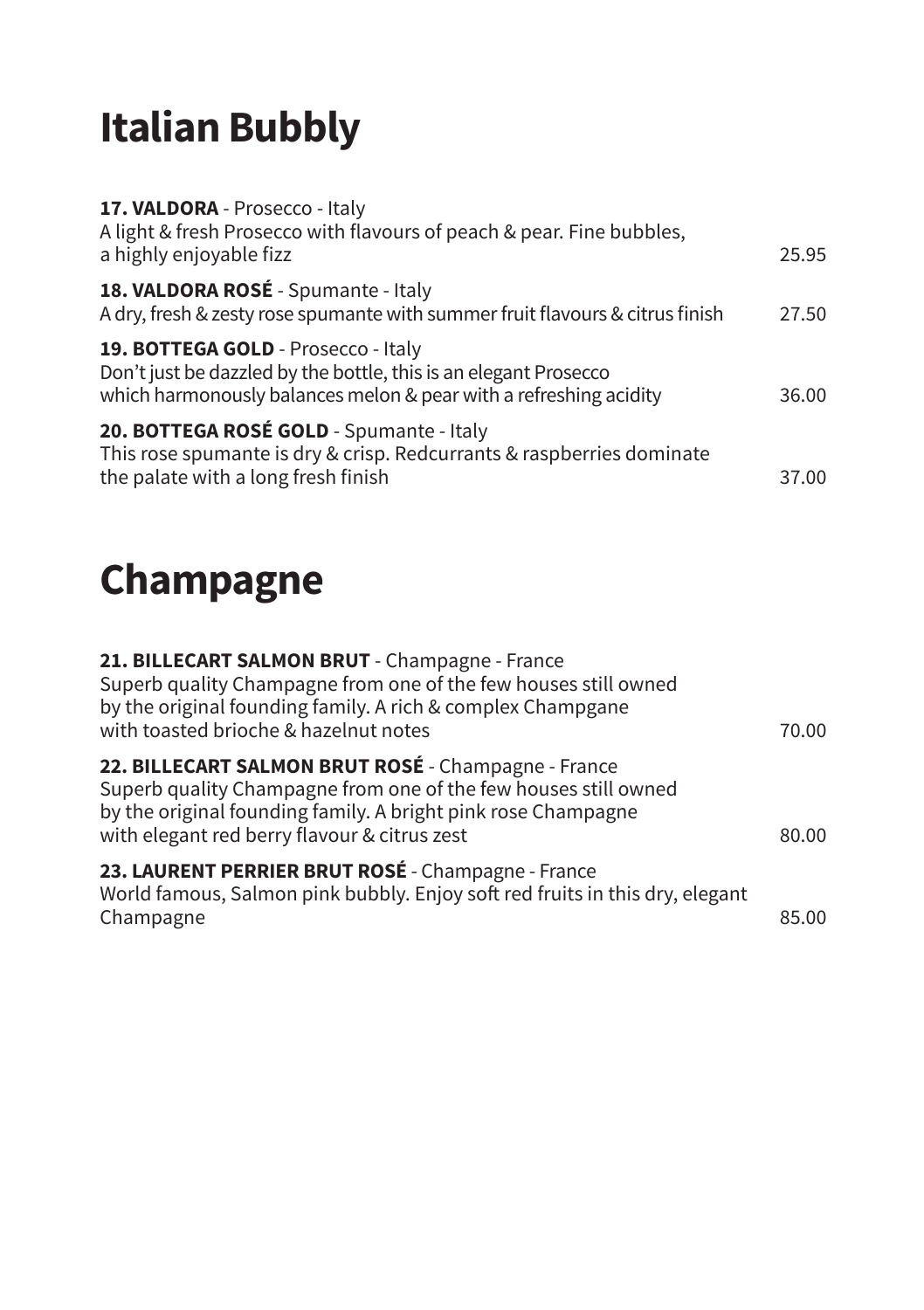# Italian Bubbly

**17. VALDORA** - Prosecco - Italy
A light & fresh Prosecco with flavours of peach & pear. Fine bubbles, a highly enjoyable fizz 25.95

**18. VALDORA ROSÉ** - Spumante - Italy
A dry, fresh & zesty rose spumante with summer fruit flavours & citrus finish 27.50

**19. BOTTEGA GOLD** - Prosecco - Italy
Don't just be dazzled by the bottle, this is an elegant Prosecco which harmonously balances melon & pear with a refreshing acidity 36.00

**20. BOTTEGA ROSÉ GOLD** - Spumante - Italy
This rose spumante is dry & crisp. Redcurrants & raspberries dominate the palate with a long fresh finish 37.00

# Champagne

**21. BILLECART SALMON BRUT** - Champagne - France
Superb quality Champagne from one of the few houses still owned by the original founding family. A rich & complex Champgane with toasted brioche & hazelnut notes 70.00

**22. BILLECART SALMON BRUT ROSÉ** - Champagne - France
Superb quality Champagne from one of the few houses still owned by the original founding family. A bright pink rose Champagne with elegant red berry flavour & citrus zest 80.00

**23. LAURENT PERRIER BRUT ROSÉ** - Champagne - France
World famous, Salmon pink bubbly. Enjoy soft red fruits in this dry, elegant Champagne 85.00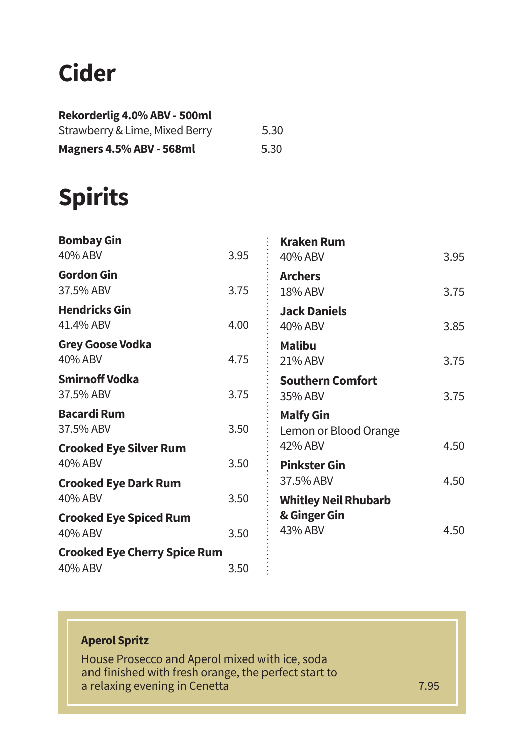# Cider

**Rekorderlig 4.0% ABV - 500ml**
Strawberry & Lime, Mixed Berry 5.30

**Magners 4.5% ABV - 568ml** 5.30

# Spirits

**Bombay Gin**
40% ABV 3.95

**Gordon Gin**
37.5% ABV 3.75

**Hendricks Gin**
41.4% ABV 4.00

**Grey Goose Vodka**
40% ABV 4.75

**Smirnoff Vodka**
37.5% ABV 3.75

**Bacardi Rum**
37.5% ABV 3.50

**Crooked Eye Silver Rum**
40% ABV 3.50

**Crooked Eye Dark Rum**
40% ABV 3.50

**Crooked Eye Spiced Rum**
40% ABV 3.50

**Crooked Eye Cherry Spice Rum**
40% ABV 3.50

**Kraken Rum**
40% ABV 3.95

**Archers**
18% ABV 3.75

**Jack Daniels**
40% ABV 3.85

**Malibu**
21% ABV 3.75

**Southern Comfort**
35% ABV 3.75

**Malfy Gin**
Lemon or Blood Orange
42% ABV 4.50

**Pinkster Gin**
37.5% ABV 4.50

**Whitley Neil Rhubarb & Ginger Gin**
43% ABV 4.50

**Aperol Spritz**
House Prosecco and Aperol mixed with ice, soda and finished with fresh orange, the perfect start to a relaxing evening in Cenetta 7.95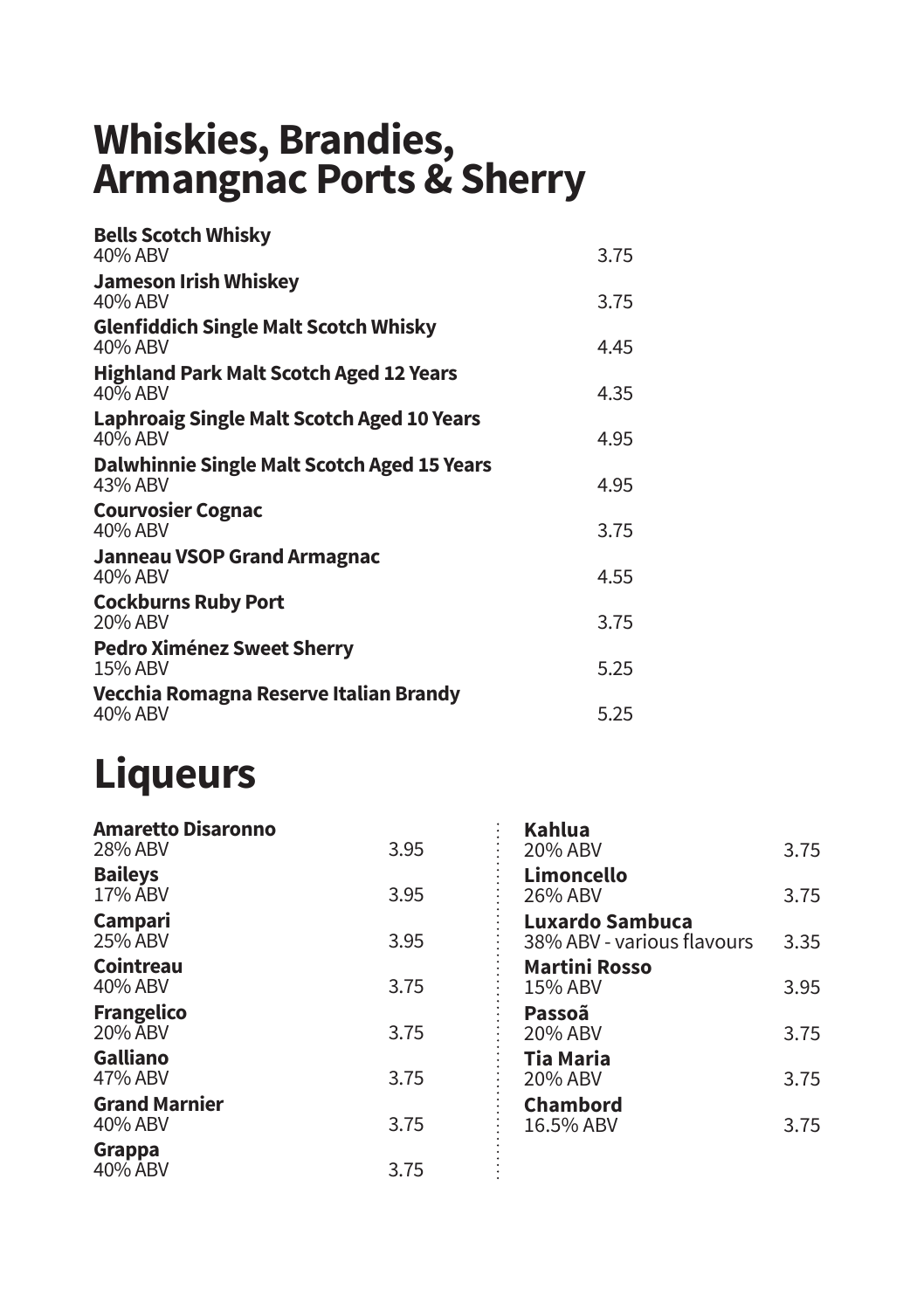# Whiskies, Brandies, Armangnac Ports & Sherry

| Item | Price |
|---|---|
| **Bells Scotch Whisky**<br>40% ABV | 3.75 |
| **Jameson Irish Whiskey**<br>40% ABV | 3.75 |
| **Glenfiddich Single Malt Scotch Whisky**<br>40% ABV | 4.45 |
| **Highland Park Malt Scotch Aged 12 Years**<br>40% ABV | 4.35 |
| **Laphroaig Single Malt Scotch Aged 10 Years**<br>40% ABV | 4.95 |
| **Dalwhinnie Single Malt Scotch Aged 15 Years**<br>43% ABV | 4.95 |
| **Courvosier Cognac**<br>40% ABV | 3.75 |
| **Janneau VSOP Grand Armagnac**<br>40% ABV | 4.55 |
| **Cockburns Ruby Port**<br>20% ABV | 3.75 |
| **Pedro Ximénez Sweet Sherry**<br>15% ABV | 5.25 |
| **Vecchia Romagna Reserve Italian Brandy**<br>40% ABV | 5.25 |

# Liqueurs

| Item | Price |
|---|---|
| **Amaretto Disaronno**<br>28% ABV | 3.95 |
| **Baileys**<br>17% ABV | 3.95 |
| **Campari**<br>25% ABV | 3.95 |
| **Cointreau**<br>40% ABV | 3.75 |
| **Frangelico**<br>20% ABV | 3.75 |
| **Galliano**<br>47% ABV | 3.75 |
| **Grand Marnier**<br>40% ABV | 3.75 |
| **Grappa**<br>40% ABV | 3.75 |
| **Kahlua**<br>20% ABV | 3.75 |
| **Limoncello**<br>26% ABV | 3.75 |
| **Luxardo Sambuca**<br>38% ABV - various flavours | 3.35 |
| **Martini Rosso**<br>15% ABV | 3.95 |
| **Passoã**<br>20% ABV | 3.75 |
| **Tia Maria**<br>20% ABV | 3.75 |
| **Chambord**<br>16.5% ABV | 3.75 |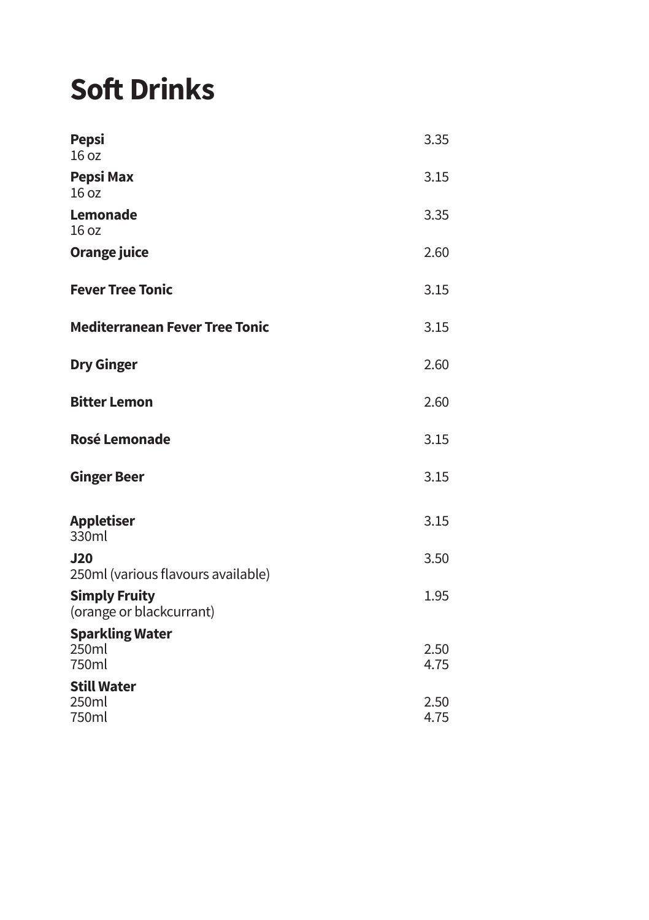# Soft Drinks

**Pepsi** 3.35
16 oz

**Pepsi Max** 3.15
16 oz

**Lemonade** 3.35
16 oz

**Orange juice** 2.60

**Fever Tree Tonic** 3.15

**Mediterranean Fever Tree Tonic** 3.15

**Dry Ginger** 2.60

**Bitter Lemon** 2.60

**Rosé Lemonade** 3.15

**Ginger Beer** 3.15

**Appletiser** 3.15
330ml

**J20** 3.50
250ml (various flavours available)

**Simply Fruity** 1.95
(orange or blackcurrant)

**Sparkling Water**
250ml 2.50
750ml 4.75

**Still Water**
250ml 2.50
750ml 4.75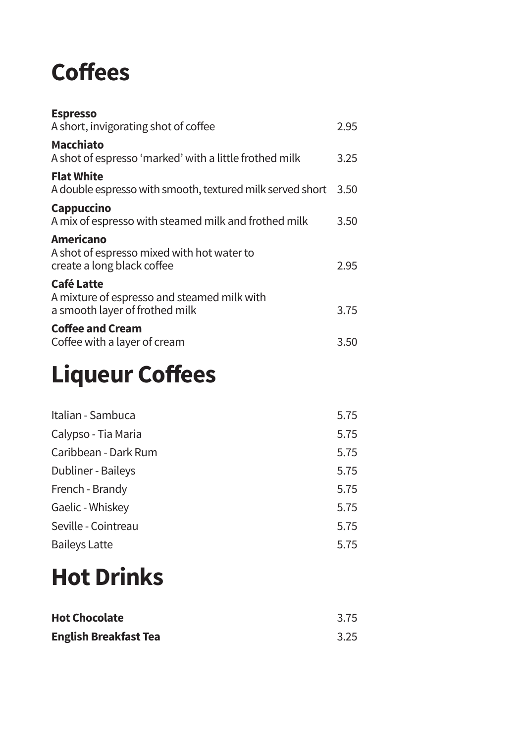# Coffees

| | |
|---|---|
| **Espresso**<br>A short, invigorating shot of coffee | 2.95 |
| **Macchiato**<br>A shot of espresso 'marked' with a little frothed milk | 3.25 |
| **Flat White**<br>A double espresso with smooth, textured milk served short | 3.50 |
| **Cappuccino**<br>A mix of espresso with steamed milk and frothed milk | 3.50 |
| **Americano**<br>A shot of espresso mixed with hot water to create a long black coffee | 2.95 |
| **Café Latte**<br>A mixture of espresso and steamed milk with a smooth layer of frothed milk | 3.75 |
| **Coffee and Cream**<br>Coffee with a layer of cream | 3.50 |

# Liqueur Coffees

| | |
|---|---|
| Italian - Sambuca | 5.75 |
| Calypso - Tia Maria | 5.75 |
| Caribbean - Dark Rum | 5.75 |
| Dubliner - Baileys | 5.75 |
| French - Brandy | 5.75 |
| Gaelic - Whiskey | 5.75 |
| Seville - Cointreau | 5.75 |
| Baileys Latte | 5.75 |

# Hot Drinks

| | |
|---|---|
| **Hot Chocolate** | 3.75 |
| **English Breakfast Tea** | 3.25 |